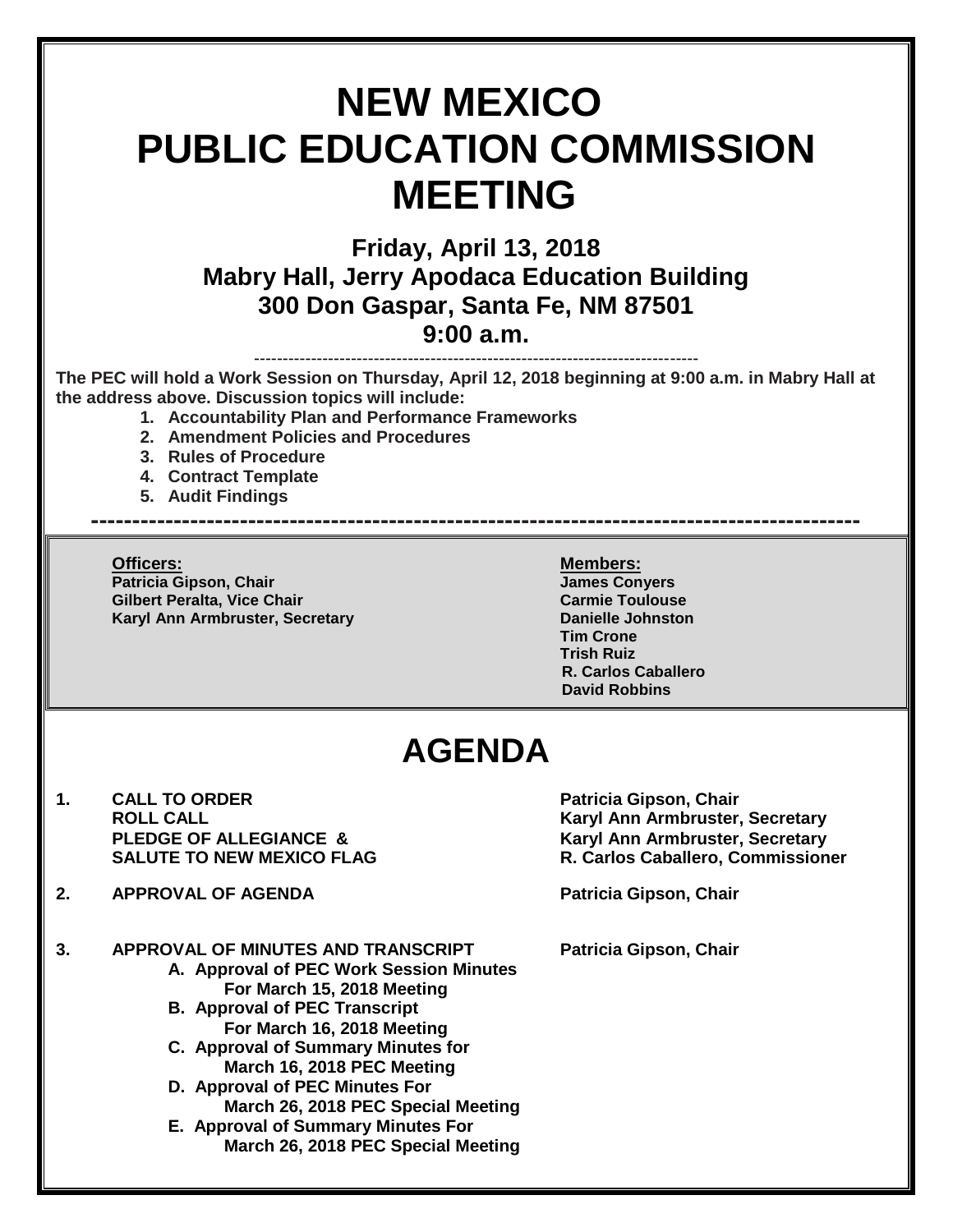# NEW MEXICO PUBLIC EDUCATION COMMISSION MEETING

## Friday, April 13, 2018
## Mabry Hall, Jerry Apodaca Education Building
## 300 Don Gaspar, Santa Fe, NM 87501
## 9:00 a.m.

---

**The PEC will hold a Work Session on Thursday, April 12, 2018 beginning at 9:00 a.m. in Mabry Hall at the address above. Discussion topics will include:**

1. **Accountability Plan and Performance Frameworks**
2. **Amendment Policies and Procedures**
3. **Rules of Procedure**
4. **Contract Template**
5. **Audit Findings**

---

**Officers:**
**Patricia Gipson, Chair**
**Gilbert Peralta, Vice Chair**
**Karyl Ann Armbruster, Secretary**

**Members:**
**James Conyers**
**Carmie Toulouse**
**Danielle Johnston**
**Tim Crone**
**Trish Ruiz**
**R. Carlos Caballero**
**David Robbins**

# AGENDA

1. **CALL TO ORDER** — **Patricia Gipson, Chair**
   **ROLL CALL** — **Karyl Ann Armbruster, Secretary**
   **PLEDGE OF ALLEGIANCE &** — **Karyl Ann Armbruster, Secretary**
   **SALUTE TO NEW MEXICO FLAG** — **R. Carlos Caballero, Commissioner**

2. **APPROVAL OF AGENDA** — **Patricia Gipson, Chair**

3. **APPROVAL OF MINUTES AND TRANSCRIPT** — **Patricia Gipson, Chair**
   - A. **Approval of PEC Work Session Minutes For March 15, 2018 Meeting**
   - B. **Approval of PEC Transcript For March 16, 2018 Meeting**
   - C. **Approval of Summary Minutes for March 16, 2018 PEC Meeting**
   - D. **Approval of PEC Minutes For March 26, 2018 PEC Special Meeting**
   - E. **Approval of Summary Minutes For March 26, 2018 PEC Special Meeting**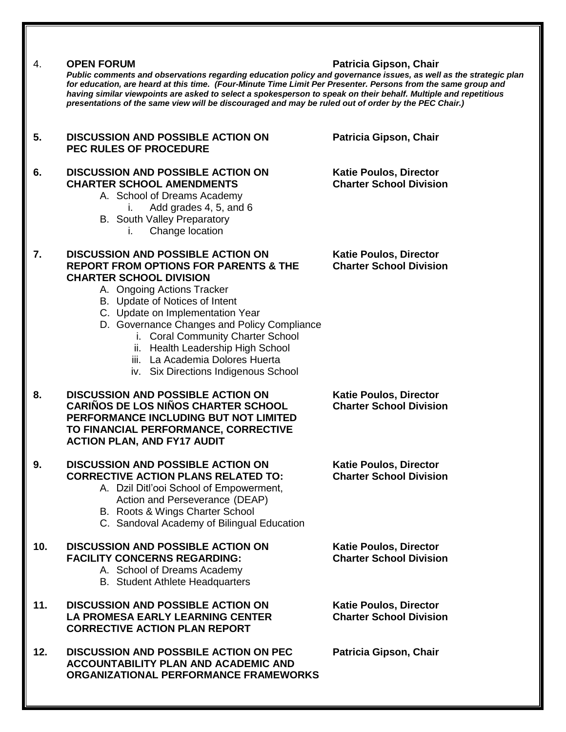4. **OPEN FORUM** **Patricia Gipson, Chair**

***Public comments and observations regarding education policy and governance issues, as well as the strategic plan for education, are heard at this time. (Four-Minute Time Limit Per Presenter. Persons from the same group and having similar viewpoints are asked to select a spokesperson to speak on their behalf. Multiple and repetitious presentations of the same view will be discouraged and may be ruled out of order by the PEC Chair.)***

**5. DISCUSSION AND POSSIBLE ACTION ON PEC RULES OF PROCEDURE** **Patricia Gipson, Chair**

**6. DISCUSSION AND POSSIBLE ACTION ON CHARTER SCHOOL AMENDMENTS** **Katie Poulos, Director Charter School Division**

- A. School of Dreams Academy
  - i. Add grades 4, 5, and 6
- B. South Valley Preparatory
  - i. Change location

**7. DISCUSSION AND POSSIBLE ACTION ON REPORT FROM OPTIONS FOR PARENTS & THE CHARTER SCHOOL DIVISION** **Katie Poulos, Director Charter School Division**

- A. Ongoing Actions Tracker
- B. Update of Notices of Intent
- C. Update on Implementation Year
- D. Governance Changes and Policy Compliance
  - i. Coral Community Charter School
  - ii. Health Leadership High School
  - iii. La Academia Dolores Huerta
  - iv. Six Directions Indigenous School

**8. DISCUSSION AND POSSIBLE ACTION ON CARIÑOS DE LOS NIÑOS CHARTER SCHOOL PERFORMANCE INCLUDING BUT NOT LIMITED TO FINANCIAL PERFORMANCE, CORRECTIVE ACTION PLAN, AND FY17 AUDIT** **Katie Poulos, Director Charter School Division**

**9. DISCUSSION AND POSSIBLE ACTION ON CORRECTIVE ACTION PLANS RELATED TO:** **Katie Poulos, Director Charter School Division**

- A. Dzil Ditl'ooi School of Empowerment, Action and Perseverance (DEAP)
- B. Roots & Wings Charter School
- C. Sandoval Academy of Bilingual Education

**10. DISCUSSION AND POSSIBLE ACTION ON FACILITY CONCERNS REGARDING:** **Katie Poulos, Director Charter School Division**

- A. School of Dreams Academy
- B. Student Athlete Headquarters

**11. DISCUSSION AND POSSIBLE ACTION ON LA PROMESA EARLY LEARNING CENTER CORRECTIVE ACTION PLAN REPORT** **Katie Poulos, Director Charter School Division**

**12. DISCUSSION AND POSSBILE ACTION ON PEC ACCOUNTABILITY PLAN AND ACADEMIC AND ORGANIZATIONAL PERFORMANCE FRAMEWORKS** **Patricia Gipson, Chair**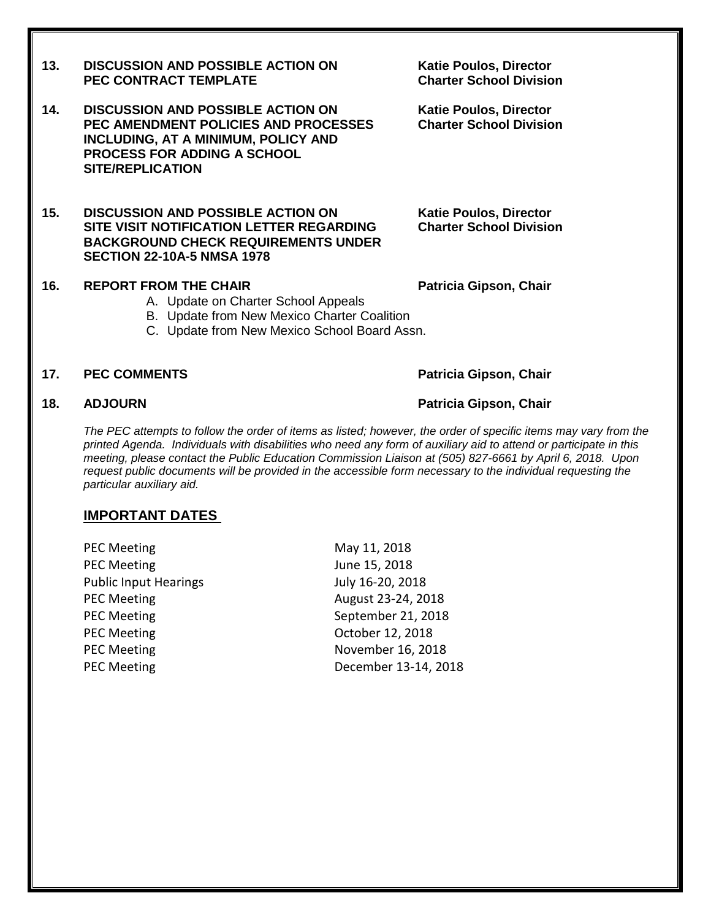**13. DISCUSSION AND POSSIBLE ACTION ON PEC CONTRACT TEMPLATE** — **Katie Poulos, Director, Charter School Division**

**14. DISCUSSION AND POSSIBLE ACTION ON PEC AMENDMENT POLICIES AND PROCESSES INCLUDING, AT A MINIMUM, POLICY AND PROCESS FOR ADDING A SCHOOL SITE/REPLICATION** — **Katie Poulos, Director, Charter School Division**

**15. DISCUSSION AND POSSIBLE ACTION ON SITE VISIT NOTIFICATION LETTER REGARDING BACKGROUND CHECK REQUIREMENTS UNDER SECTION 22-10A-5 NMSA 1978** — **Katie Poulos, Director, Charter School Division**

**16. REPORT FROM THE CHAIR** — **Patricia Gipson, Chair**

A. Update on Charter School Appeals
B. Update from New Mexico Charter Coalition
C. Update from New Mexico School Board Assn.

**17. PEC COMMENTS** — **Patricia Gipson, Chair**

**18. ADJOURN** — **Patricia Gipson, Chair**

*The PEC attempts to follow the order of items as listed; however, the order of specific items may vary from the printed Agenda. Individuals with disabilities who need any form of auxiliary aid to attend or participate in this meeting, please contact the Public Education Commission Liaison at (505) 827-6661 by April 6, 2018. Upon request public documents will be provided in the accessible form necessary to the individual requesting the particular auxiliary aid.*

## IMPORTANT DATES

| | |
|---|---|
| PEC Meeting | May 11, 2018 |
| PEC Meeting | June 15, 2018 |
| Public Input Hearings | July 16-20, 2018 |
| PEC Meeting | August 23-24, 2018 |
| PEC Meeting | September 21, 2018 |
| PEC Meeting | October 12, 2018 |
| PEC Meeting | November 16, 2018 |
| PEC Meeting | December 13-14, 2018 |